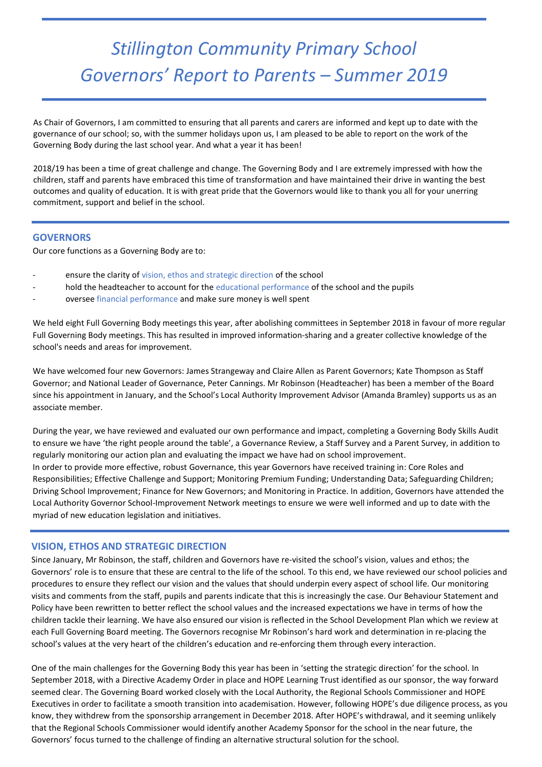# *Stillington Community Primary School Governors' Report to Parents – Summer 2019*

As Chair of Governors, I am committed to ensuring that all parents and carers are informed and kept up to date with the governance of our school; so, with the summer holidays upon us, I am pleased to be able to report on the work of the Governing Body during the last school year. And what a year it has been!

2018/19 has been a time of great challenge and change. The Governing Body and I are extremely impressed with how the children, staff and parents have embraced this time of transformation and have maintained their drive in wanting the best outcomes and quality of education. It is with great pride that the Governors would like to thank you all for your unerring commitment, support and belief in the school.

## GOVERNORS

Our core functions as a Governing Body are to:

- ensure the clarity of vision, ethos and strategic direction of the school
- hold the headteacher to account for the educational performance of the school and the pupils
- oversee financial performance and make sure money is well spent

We held eight Full Governing Body meetings this year, after abolishing committees in September 2018 in favour of more regular Full Governing Body meetings. This has resulted in improved information-sharing and a greater collective knowledge of the school's needs and areas for improvement.

We have welcomed four new Governors: James Strangeway and Claire Allen as Parent Governors; Kate Thompson as Staff Governor; and National Leader of Governance, Peter Cannings. Mr Robinson (Headteacher) has been a member of the Board since his appointment in January, and the School's Local Authority Improvement Advisor (Amanda Bramley) supports us as an associate member.

During the year, we have reviewed and evaluated our own performance and impact, completing a Governing Body Skills Audit to ensure we have 'the right people around the table', a Governance Review, a Staff Survey and a Parent Survey, in addition to regularly monitoring our action plan and evaluating the impact we have had on school improvement.
In order to provide more effective, robust Governance, this year Governors have received training in: Core Roles and Responsibilities; Effective Challenge and Support; Monitoring Premium Funding; Understanding Data; Safeguarding Children; Driving School Improvement; Finance for New Governors; and Monitoring in Practice. In addition, Governors have attended the Local Authority Governor School-Improvement Network meetings to ensure we were well informed and up to date with the myriad of new education legislation and initiatives.

## VISION, ETHOS AND STRATEGIC DIRECTION

Since January, Mr Robinson, the staff, children and Governors have re-visited the school's vision, values and ethos; the Governors' role is to ensure that these are central to the life of the school. To this end, we have reviewed our school policies and procedures to ensure they reflect our vision and the values that should underpin every aspect of school life. Our monitoring visits and comments from the staff, pupils and parents indicate that this is increasingly the case. Our Behaviour Statement and Policy have been rewritten to better reflect the school values and the increased expectations we have in terms of how the children tackle their learning. We have also ensured our vision is reflected in the School Development Plan which we review at each Full Governing Board meeting. The Governors recognise Mr Robinson's hard work and determination in re-placing the school's values at the very heart of the children's education and re-enforcing them through every interaction.

One of the main challenges for the Governing Body this year has been in 'setting the strategic direction' for the school. In September 2018, with a Directive Academy Order in place and HOPE Learning Trust identified as our sponsor, the way forward seemed clear. The Governing Board worked closely with the Local Authority, the Regional Schools Commissioner and HOPE Executives in order to facilitate a smooth transition into academisation. However, following HOPE's due diligence process, as you know, they withdrew from the sponsorship arrangement in December 2018. After HOPE's withdrawal, and it seeming unlikely that the Regional Schools Commissioner would identify another Academy Sponsor for the school in the near future, the Governors' focus turned to the challenge of finding an alternative structural solution for the school.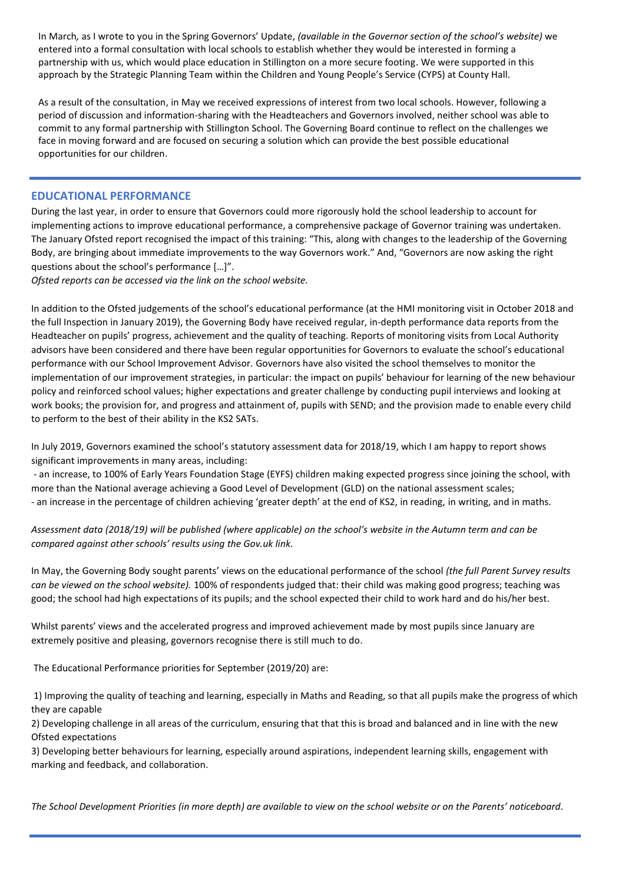In March*,* as I wrote to you in the Spring Governors' Update, *(available in the Governor section of the school's website)* we entered into a formal consultation with local schools to establish whether they would be interested in forming a partnership with us, which would place education in Stillington on a more secure footing. We were supported in this approach by the Strategic Planning Team within the Children and Young People's Service (CYPS) at County Hall.

As a result of the consultation, in May we received expressions of interest from two local schools. However, following a period of discussion and information-sharing with the Headteachers and Governors involved, neither school was able to commit to any formal partnership with Stillington School. The Governing Board continue to reflect on the challenges we face in moving forward and are focused on securing a solution which can provide the best possible educational opportunities for our children.

---

## EDUCATIONAL PERFORMANCE

During the last year, in order to ensure that Governors could more rigorously hold the school leadership to account for implementing actions to improve educational performance, a comprehensive package of Governor training was undertaken. The January Ofsted report recognised the impact of this training: "This, along with changes to the leadership of the Governing Body, are bringing about immediate improvements to the way Governors work." And, "Governors are now asking the right questions about the school's performance […]".

*Ofsted reports can be accessed via the link on the school website.*

In addition to the Ofsted judgements of the school's educational performance (at the HMI monitoring visit in October 2018 and the full Inspection in January 2019), the Governing Body have received regular, in-depth performance data reports from the Headteacher on pupils' progress, achievement and the quality of teaching. Reports of monitoring visits from Local Authority advisors have been considered and there have been regular opportunities for Governors to evaluate the school's educational performance with our School Improvement Advisor. Governors have also visited the school themselves to monitor the implementation of our improvement strategies, in particular: the impact on pupils' behaviour for learning of the new behaviour policy and reinforced school values; higher expectations and greater challenge by conducting pupil interviews and looking at work books; the provision for, and progress and attainment of, pupils with SEND; and the provision made to enable every child to perform to the best of their ability in the KS2 SATs.

In July 2019, Governors examined the school's statutory assessment data for 2018/19, which I am happy to report shows significant improvements in many areas, including:

- an increase, to 100% of Early Years Foundation Stage (EYFS) children making expected progress since joining the school, with more than the National average achieving a Good Level of Development (GLD) on the national assessment scales;
- an increase in the percentage of children achieving 'greater depth' at the end of KS2, in reading, in writing, and in maths.

*Assessment data (2018/19) will be published (where applicable) on the school's website in the Autumn term and can be compared against other schools' results using the Gov.uk link.*

In May, the Governing Body sought parents' views on the educational performance of the school *(the full Parent Survey results can be viewed on the school website).* 100% of respondents judged that: their child was making good progress; teaching was good; the school had high expectations of its pupils; and the school expected their child to work hard and do his/her best.

Whilst parents' views and the accelerated progress and improved achievement made by most pupils since January are extremely positive and pleasing, governors recognise there is still much to do.

The Educational Performance priorities for September (2019/20) are:

1) Improving the quality of teaching and learning, especially in Maths and Reading, so that all pupils make the progress of which they are capable
2) Developing challenge in all areas of the curriculum, ensuring that that this is broad and balanced and in line with the new Ofsted expectations
3) Developing better behaviours for learning, especially around aspirations, independent learning skills, engagement with marking and feedback, and collaboration.

*The School Development Priorities (in more depth) are available to view on the school website or on the Parents' noticeboard*.

---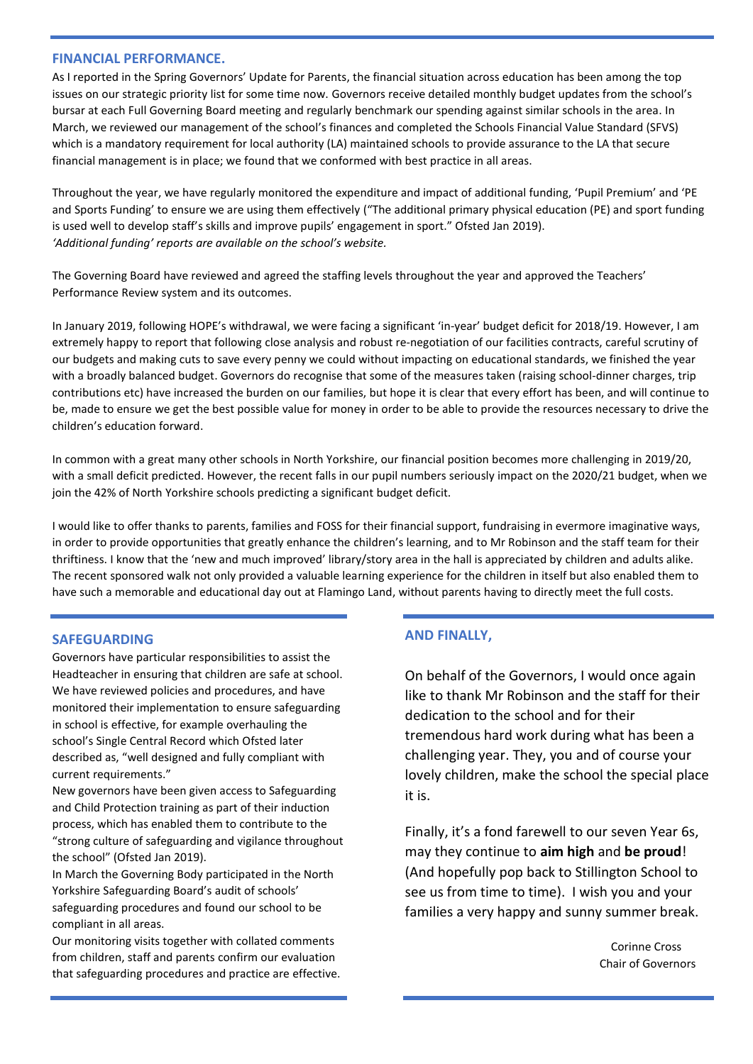## FINANCIAL PERFORMANCE.

As I reported in the Spring Governors' Update for Parents, the financial situation across education has been among the top issues on our strategic priority list for some time now. Governors receive detailed monthly budget updates from the school's bursar at each Full Governing Board meeting and regularly benchmark our spending against similar schools in the area. In March, we reviewed our management of the school's finances and completed the Schools Financial Value Standard (SFVS) which is a mandatory requirement for local authority (LA) maintained schools to provide assurance to the LA that secure financial management is in place; we found that we conformed with best practice in all areas.

Throughout the year, we have regularly monitored the expenditure and impact of additional funding, 'Pupil Premium' and 'PE and Sports Funding' to ensure we are using them effectively ("The additional primary physical education (PE) and sport funding is used well to develop staff's skills and improve pupils' engagement in sport." Ofsted Jan 2019).
*'Additional funding' reports are available on the school's website.*

The Governing Board have reviewed and agreed the staffing levels throughout the year and approved the Teachers' Performance Review system and its outcomes.

In January 2019, following HOPE's withdrawal, we were facing a significant 'in-year' budget deficit for 2018/19. However, I am extremely happy to report that following close analysis and robust re-negotiation of our facilities contracts, careful scrutiny of our budgets and making cuts to save every penny we could without impacting on educational standards, we finished the year with a broadly balanced budget. Governors do recognise that some of the measures taken (raising school-dinner charges, trip contributions etc) have increased the burden on our families, but hope it is clear that every effort has been, and will continue to be, made to ensure we get the best possible value for money in order to be able to provide the resources necessary to drive the children's education forward.

In common with a great many other schools in North Yorkshire, our financial position becomes more challenging in 2019/20, with a small deficit predicted. However, the recent falls in our pupil numbers seriously impact on the 2020/21 budget, when we join the 42% of North Yorkshire schools predicting a significant budget deficit.

I would like to offer thanks to parents, families and FOSS for their financial support, fundraising in evermore imaginative ways, in order to provide opportunities that greatly enhance the children's learning, and to Mr Robinson and the staff team for their thriftiness. I know that the 'new and much improved' library/story area in the hall is appreciated by children and adults alike. The recent sponsored walk not only provided a valuable learning experience for the children in itself but also enabled them to have such a memorable and educational day out at Flamingo Land, without parents having to directly meet the full costs.

## SAFEGUARDING

Governors have particular responsibilities to assist the Headteacher in ensuring that children are safe at school. We have reviewed policies and procedures, and have monitored their implementation to ensure safeguarding in school is effective, for example overhauling the school's Single Central Record which Ofsted later described as, "well designed and fully compliant with current requirements."

New governors have been given access to Safeguarding and Child Protection training as part of their induction process, which has enabled them to contribute to the "strong culture of safeguarding and vigilance throughout the school" (Ofsted Jan 2019).

In March the Governing Body participated in the North Yorkshire Safeguarding Board's audit of schools' safeguarding procedures and found our school to be compliant in all areas.

Our monitoring visits together with collated comments from children, staff and parents confirm our evaluation that safeguarding procedures and practice are effective.

## AND FINALLY,

On behalf of the Governors, I would once again like to thank Mr Robinson and the staff for their dedication to the school and for their tremendous hard work during what has been a challenging year. They, you and of course your lovely children, make the school the special place it is.

Finally, it's a fond farewell to our seven Year 6s, may they continue to **aim high** and **be proud**! (And hopefully pop back to Stillington School to see us from time to time). I wish you and your families a very happy and sunny summer break.

Corinne Cross
Chair of Governors